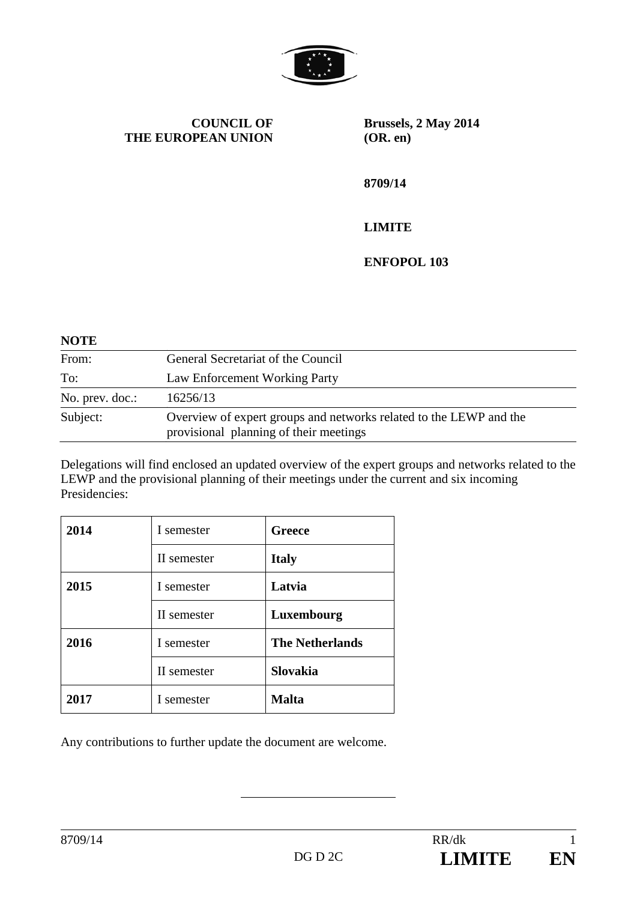**COUNCIL OF THE EUROPEAN UNION**

**Brussels, 2 May 2014**
**(OR. en)**

**8709/14**

**LIMITE**

**ENFOPOL 103**

**NOTE**

| | |
|---|---|
| From: | General Secretariat of the Council |
| To: | Law Enforcement Working Party |
| No. prev. doc.: | 16256/13 |
| Subject: | Overview of expert groups and networks related to the LEWP and the provisional planning of their meetings |

Delegations will find enclosed an updated overview of the expert groups and networks related to the LEWP and the provisional planning of their meetings under the current and six incoming Presidencies:

| | | |
|---|---|---|
| **2014** | I semester | **Greece** |
| | II semester | **Italy** |
| **2015** | I semester | **Latvia** |
| | II semester | **Luxembourg** |
| **2016** | I semester | **The Netherlands** |
| | II semester | **Slovakia** |
| **2017** | I semester | **Malta** |

Any contributions to further update the document are welcome.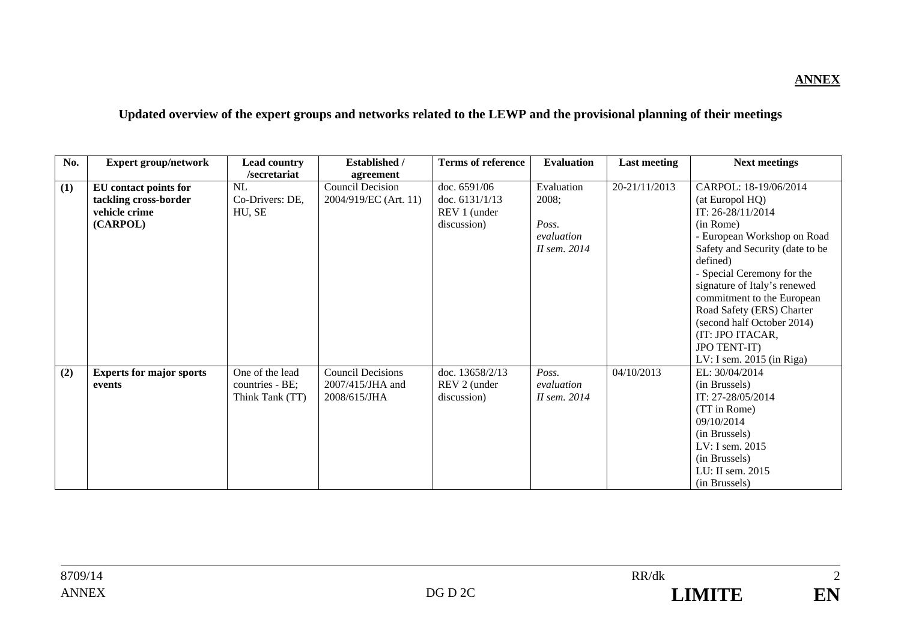**ANNEX**

**Updated overview of the expert groups and networks related to the LEWP and the provisional planning of their meetings**

| No. | Expert group/network | Lead country /secretariat | Established / agreement | Terms of reference | Evaluation | Last meeting | Next meetings |
|---|---|---|---|---|---|---|---|
| **(1)** | **EU contact points for tackling cross-border vehicle crime (CARPOL)** | NL Co-Drivers: DE, HU, SE | Council Decision 2004/919/EC (Art. 11) | doc. 6591/06 doc. 6131/1/13 REV 1 (under discussion) | Evaluation 2008; *Poss. evaluation II sem. 2014* | 20-21/11/2013 | CARPOL: 18-19/06/2014 (at Europol HQ) IT: 26-28/11/2014 (in Rome) - European Workshop on Road Safety and Security (date to be defined) - Special Ceremony for the signature of Italy's renewed commitment to the European Road Safety (ERS) Charter (second half October 2014) (IT: JPO ITACAR, JPO TENT-IT) LV: I sem. 2015 (in Riga) |
| **(2)** | **Experts for major sports events** | One of the lead countries - BE; Think Tank (TT) | Council Decisions 2007/415/JHA and 2008/615/JHA | doc. 13658/2/13 REV 2 (under discussion) | *Poss. evaluation II sem. 2014* | 04/10/2013 | EL: 30/04/2014 (in Brussels) IT: 27-28/05/2014 (TT in Rome) 09/10/2014 (in Brussels) LV: I sem. 2015 (in Brussels) LU: II sem. 2015 (in Brussels) |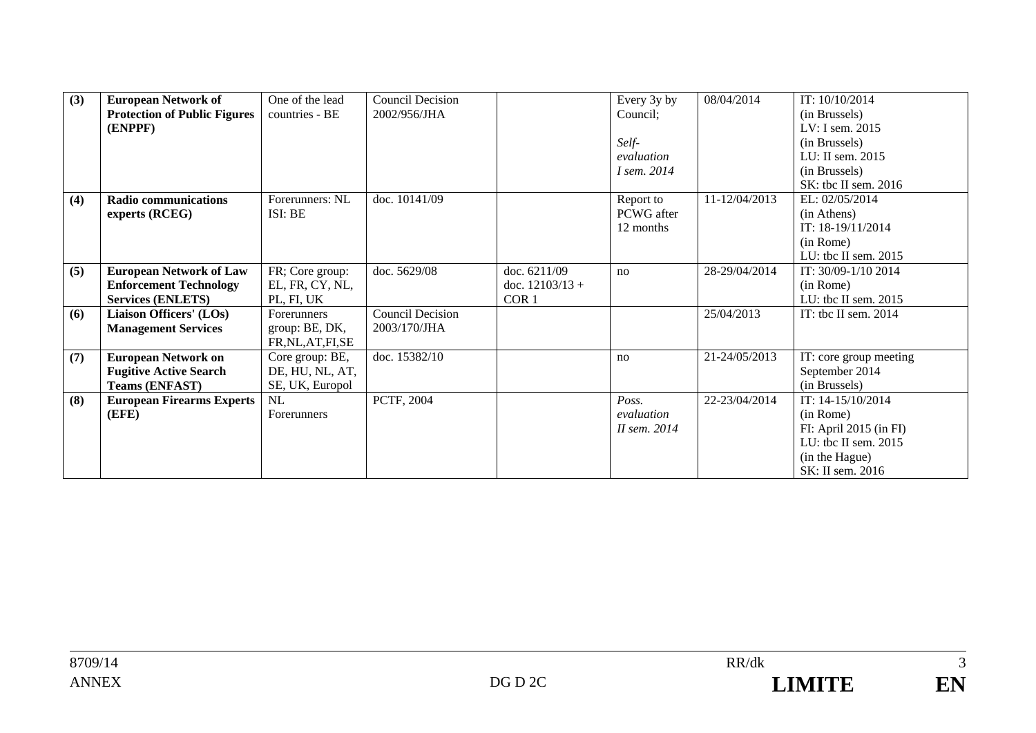| (3) | **European Network of Protection of Public Figures (ENPPF)** | One of the lead countries - BE | Council Decision 2002/956/JHA | | Every 3y by Council;<br><br>*Self-evaluation I sem. 2014* | 08/04/2014 | IT: 10/10/2014 (in Brussels)<br>LV: I sem. 2015 (in Brussels)<br>LU: II sem. 2015 (in Brussels)<br>SK: tbc II sem. 2016 |
|---|---|---|---|---|---|---|---|
| **(4)** | **Radio communications experts (RCEG)** | Forerunners: NL<br>ISI: BE | doc. 10141/09 | | Report to PCWG after 12 months | 11-12/04/2013 | EL: 02/05/2014 (in Athens)<br>IT: 18-19/11/2014 (in Rome)<br>LU: tbc II sem. 2015 |
| **(5)** | **European Network of Law Enforcement Technology Services (ENLETS)** | FR; Core group: EL, FR, CY, NL, PL, FI, UK | doc. 5629/08 | doc. 6211/09<br>doc. 12103/13 + COR 1 | no | 28-29/04/2014 | IT: 30/09-1/10 2014 (in Rome)<br>LU: tbc II sem. 2015 |
| **(6)** | **Liaison Officers' (LOs) Management Services** | Forerunners group: BE, DK, FR,NL,AT,FI,SE | Council Decision 2003/170/JHA | | | 25/04/2013 | IT: tbc II sem. 2014 |
| **(7)** | **European Network on Fugitive Active Search Teams (ENFAST)** | Core group: BE, DE, HU, NL, AT, SE, UK, Europol | doc. 15382/10 | | no | 21-24/05/2013 | IT: core group meeting September 2014 (in Brussels) |
| **(8)** | **European Firearms Experts (EFE)** | NL Forerunners | PCTF, 2004 | | *Poss. evaluation II sem. 2014* | 22-23/04/2014 | IT: 14-15/10/2014 (in Rome)<br>FI: April 2015 (in FI)<br>LU: tbc II sem. 2015 (in the Hague)<br>SK: II sem. 2016 |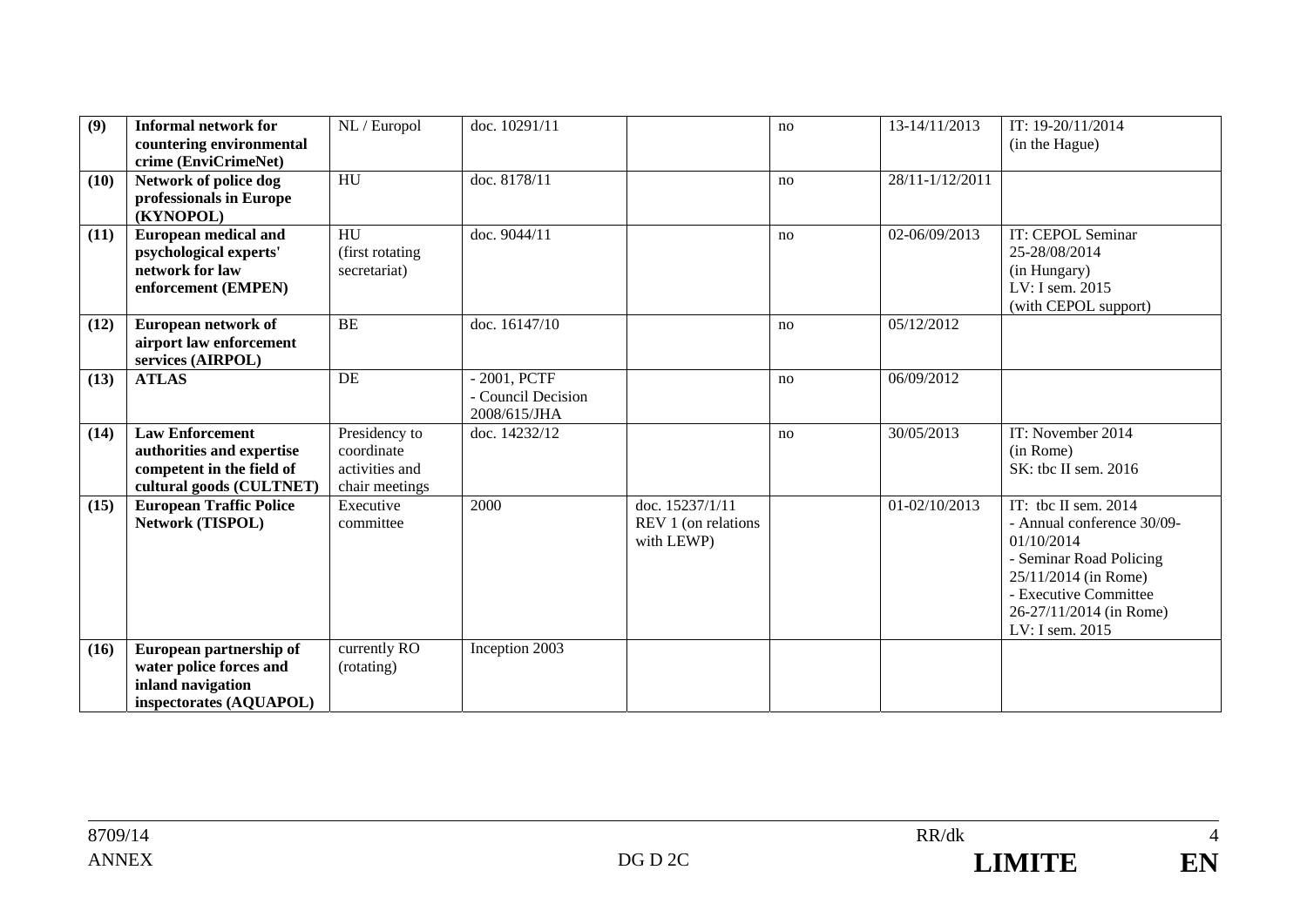| (9) | **Informal network for countering environmental crime (EnviCrimeNet)** | NL / Europol | doc. 10291/11 | | no | 13-14/11/2013 | IT: 19-20/11/2014 (in the Hague) |
|---|---|---|---|---|---|---|---|
| **(10)** | **Network of police dog professionals in Europe (KYNOPOL)** | HU | doc. 8178/11 | | no | 28/11-1/12/2011 | |
| **(11)** | **European medical and psychological experts' network for law enforcement (EMPEN)** | HU (first rotating secretariat) | doc. 9044/11 | | no | 02-06/09/2013 | IT: CEPOL Seminar 25-28/08/2014 (in Hungary) LV: I sem. 2015 (with CEPOL support) |
| **(12)** | **European network of airport law enforcement services (AIRPOL)** | BE | doc. 16147/10 | | no | 05/12/2012 | |
| **(13)** | **ATLAS** | DE | - 2001, PCTF - Council Decision 2008/615/JHA | | no | 06/09/2012 | |
| **(14)** | **Law Enforcement authorities and expertise competent in the field of cultural goods (CULTNET)** | Presidency to coordinate activities and chair meetings | doc. 14232/12 | | no | 30/05/2013 | IT: November 2014 (in Rome) SK: tbc II sem. 2016 |
| **(15)** | **European Traffic Police Network (TISPOL)** | Executive committee | 2000 | doc. 15237/1/11 REV 1 (on relations with LEWP) | | 01-02/10/2013 | IT: tbc II sem. 2014 - Annual conference 30/09-01/10/2014 - Seminar Road Policing 25/11/2014 (in Rome) - Executive Committee 26-27/11/2014 (in Rome) LV: I sem. 2015 |
| **(16)** | **European partnership of water police forces and inland navigation inspectorates (AQUAPOL)** | currently RO (rotating) | Inception 2003 | | | | |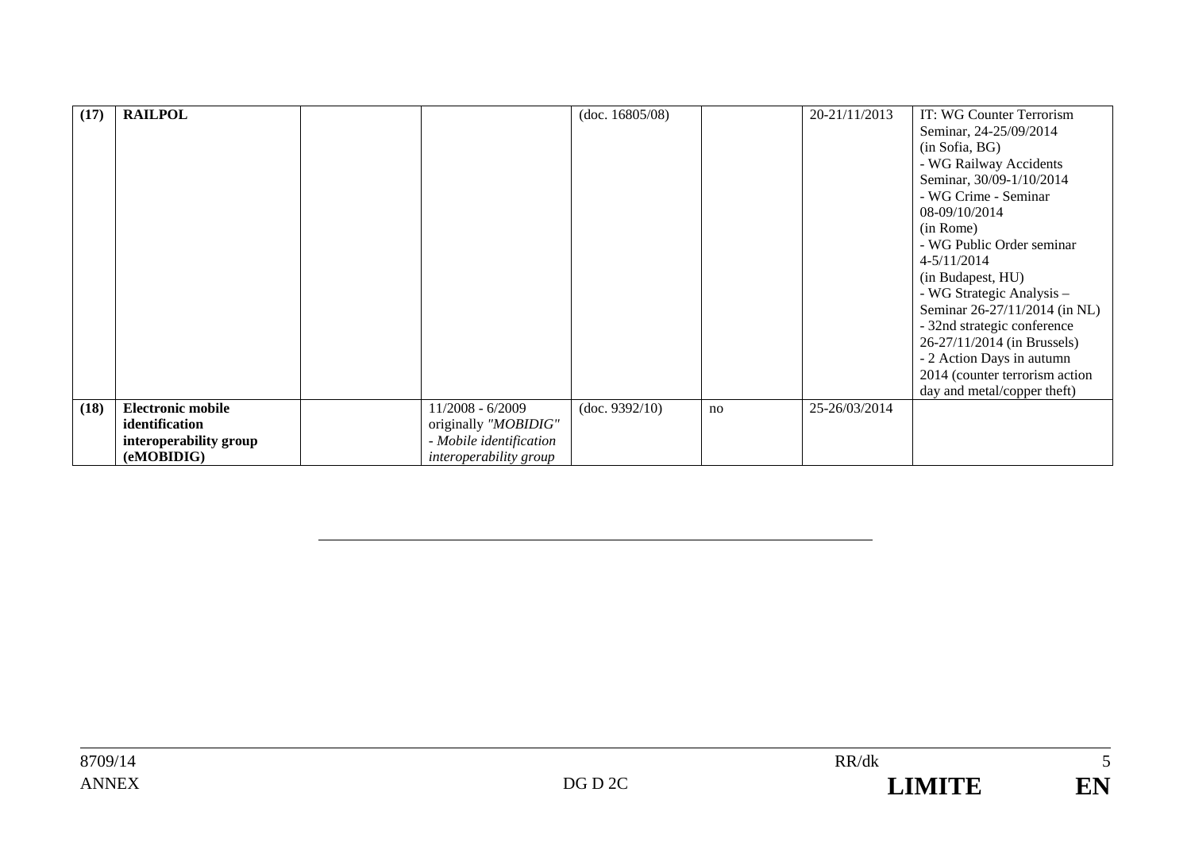| | | | | | | | |
|---|---|---|---|---|---|---|---|
| **(17)** | **RAILPOL** | | | (doc. 16805/08) | | 20-21/11/2013 | IT: WG Counter Terrorism Seminar, 24-25/09/2014 (in Sofia, BG)<br>- WG Railway Accidents Seminar, 30/09-1/10/2014<br>- WG Crime - Seminar 08-09/10/2014 (in Rome)<br>- WG Public Order seminar 4-5/11/2014 (in Budapest, HU)<br>- WG Strategic Analysis – Seminar 26-27/11/2014 (in NL)<br>- 32nd strategic conference 26-27/11/2014 (in Brussels)<br>- 2 Action Days in autumn 2014 (counter terrorism action day and metal/copper theft) |
| **(18)** | **Electronic mobile identification interoperability group (eMOBIDIG)** | | 11/2008 - 6/2009 originally *"MOBIDIG" - Mobile identification interoperability group* | (doc. 9392/10) | no | 25-26/03/2014 | |